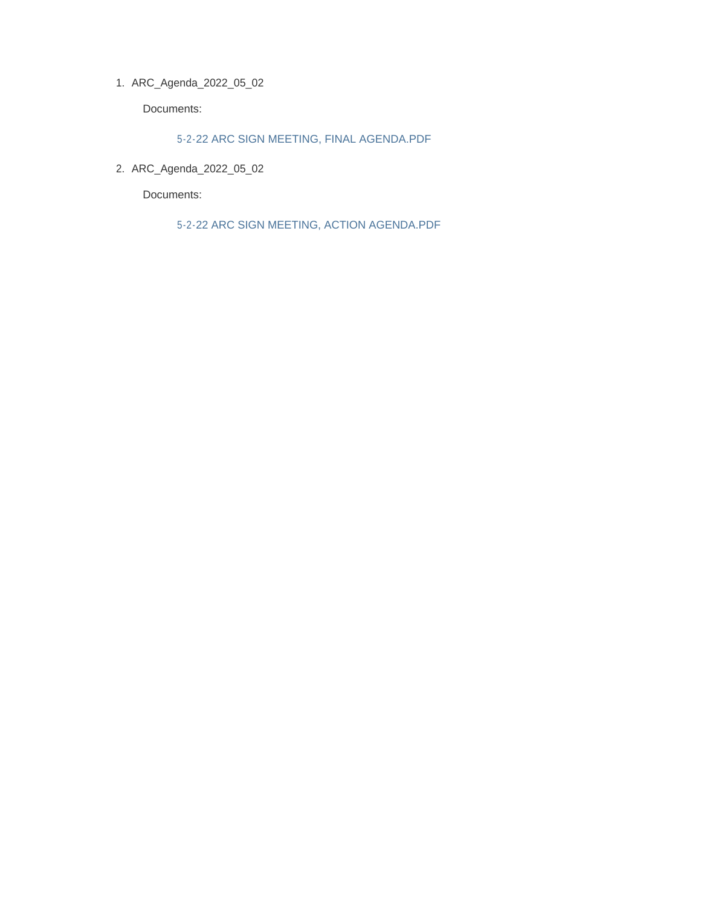1. ARC_Agenda_2022_05_02

   Documents:

   5-2-22 ARC SIGN MEETING, FINAL AGENDA.PDF

2. ARC_Agenda_2022_05_02

   Documents:

   5-2-22 ARC SIGN MEETING, ACTION AGENDA.PDF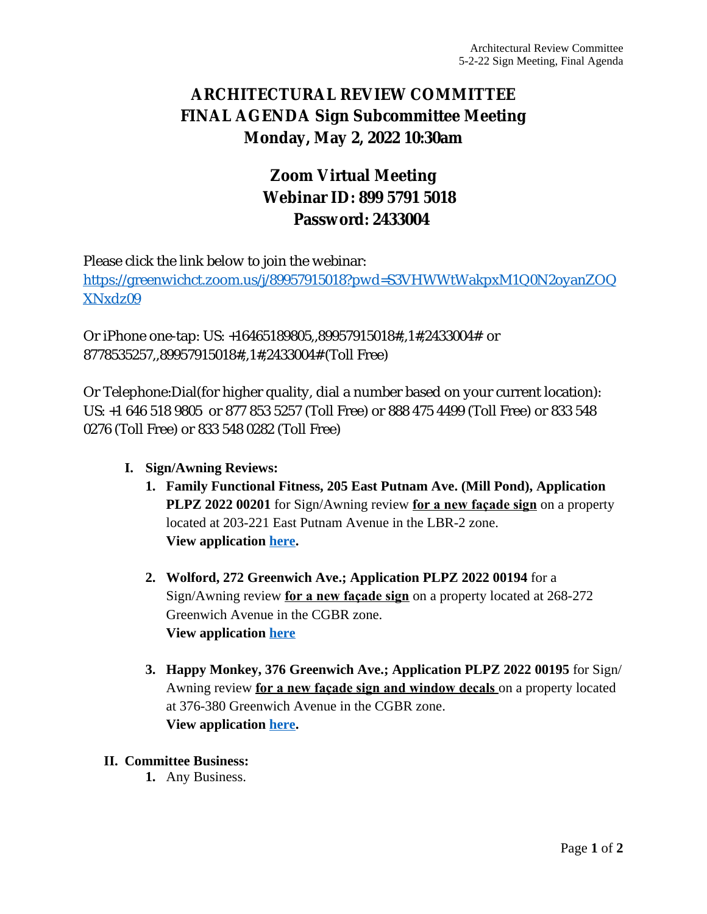# ARCHITECTURAL REVIEW COMMITTEE
# FINAL AGENDA Sign Subcommittee Meeting
# Monday, May 2, 2022 10:30am

## Zoom Virtual Meeting
## Webinar ID: 899 5791 5018
## Password: 2433004

Please click the link below to join the webinar:
[https://greenwichct.zoom.us/j/89957915018?pwd=S3VHWWtWakpxM1Q0N2oyanZOQXNxdz09](https://greenwichct.zoom.us/j/89957915018?pwd=S3VHWWtWakpxM1Q0N2oyanZOQXNxdz09)

Or iPhone one-tap: US: +16465189805,,89957915018#,,1#,2433004# or 8778535257,,89957915018#,,1#,2433004# (Toll Free)

Or Telephone:Dial(for higher quality, dial a number based on your current location): US: +1 646 518 9805 or 877 853 5257 (Toll Free) or 888 475 4499 (Toll Free) or 833 548 0276 (Toll Free) or 833 548 0282 (Toll Free)

**I. Sign/Awning Reviews:**

1. **Family Functional Fitness, 205 East Putnam Ave. (Mill Pond), Application PLPZ 2022 00201** for Sign/Awning review **<u>for a new façade sign</u>** on a property located at 203-221 East Putnam Avenue in the LBR-2 zone.
   **View application here.**

2. **Wolford, 272 Greenwich Ave.; Application PLPZ 2022 00194** for a Sign/Awning review **<u>for a new façade sign</u>** on a property located at 268-272 Greenwich Avenue in the CGBR zone.
   **View application here**

3. **Happy Monkey, 376 Greenwich Ave.; Application PLPZ 2022 00195** for Sign/Awning review **<u>for a new façade sign and window decals</u>** on a property located at 376-380 Greenwich Avenue in the CGBR zone.
   **View application here.**

**II. Committee Business:**

1. Any Business.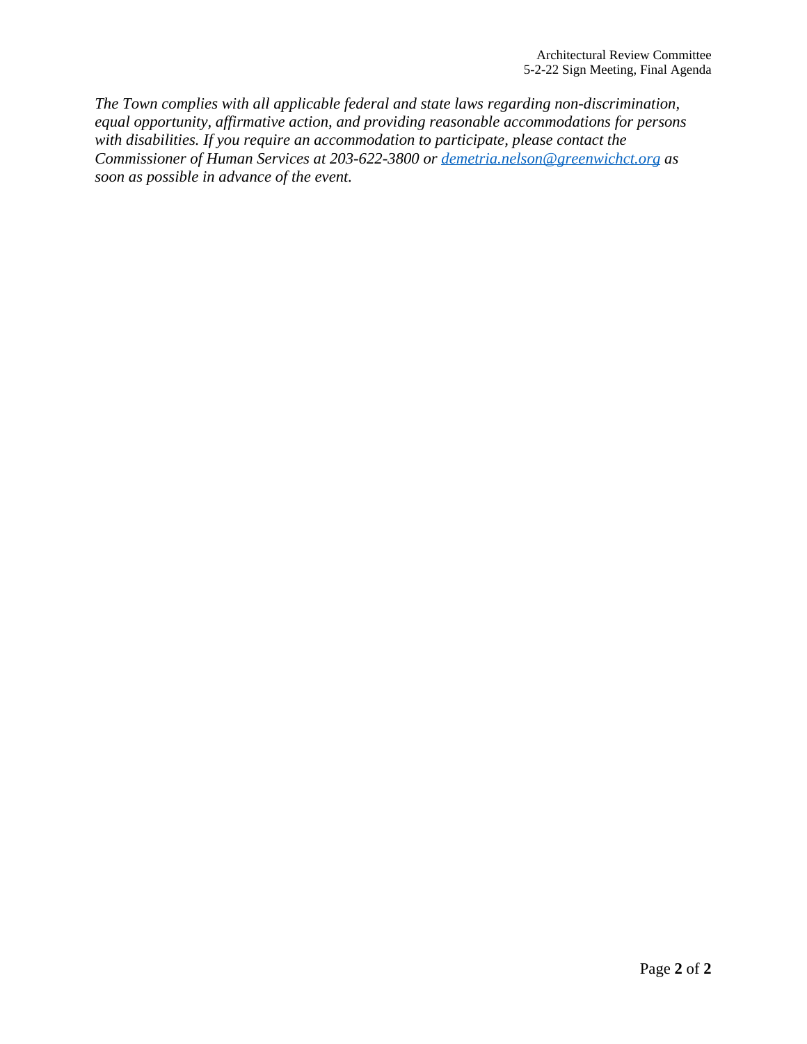*The Town complies with all applicable federal and state laws regarding non-discrimination, equal opportunity, affirmative action, and providing reasonable accommodations for persons with disabilities. If you require an accommodation to participate, please contact the Commissioner of Human Services at 203-622-3800 or [demetria.nelson@greenwichct.org](mailto:demetria.nelson@greenwichct.org) as soon as possible in advance of the event.*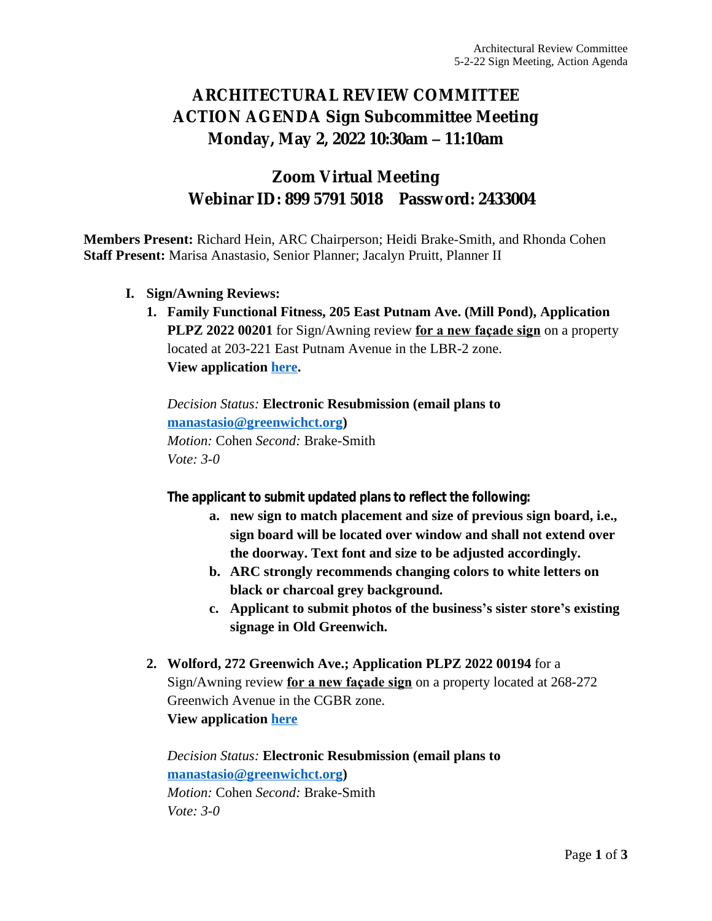# ARCHITECTURAL REVIEW COMMITTEE
# ACTION AGENDA Sign Subcommittee Meeting
# Monday, May 2, 2022 10:30am – 11:10am

## Zoom Virtual Meeting
## Webinar ID: 899 5791 5018 Password: 2433004

**Members Present:** Richard Hein, ARC Chairperson; Heidi Brake-Smith, and Rhonda Cohen
**Staff Present:** Marisa Anastasio, Senior Planner; Jacalyn Pruitt, Planner II

I. **Sign/Awning Reviews:**

1. **Family Functional Fitness, 205 East Putnam Ave. (Mill Pond), Application PLPZ 2022 00201** for Sign/Awning review **for a new façade sign** on a property located at 203-221 East Putnam Avenue in the LBR-2 zone.
   **View application here.**

   *Decision Status:* **Electronic Resubmission (email plans to manastasio@greenwichct.org)**
   *Motion:* Cohen *Second:* Brake-Smith
   *Vote: 3-0*

   **The applicant to submit updated plans to reflect the following:**

   a. **new sign to match placement and size of previous sign board, i.e., sign board will be located over window and shall not extend over the doorway. Text font and size to be adjusted accordingly.**
   b. **ARC strongly recommends changing colors to white letters on black or charcoal grey background.**
   c. **Applicant to submit photos of the business's sister store's existing signage in Old Greenwich.**

2. **Wolford, 272 Greenwich Ave.; Application PLPZ 2022 00194** for a Sign/Awning review **for a new façade sign** on a property located at 268-272 Greenwich Avenue in the CGBR zone.
   **View application here**

   *Decision Status:* **Electronic Resubmission (email plans to manastasio@greenwichct.org)**
   *Motion:* Cohen *Second:* Brake-Smith
   *Vote: 3-0*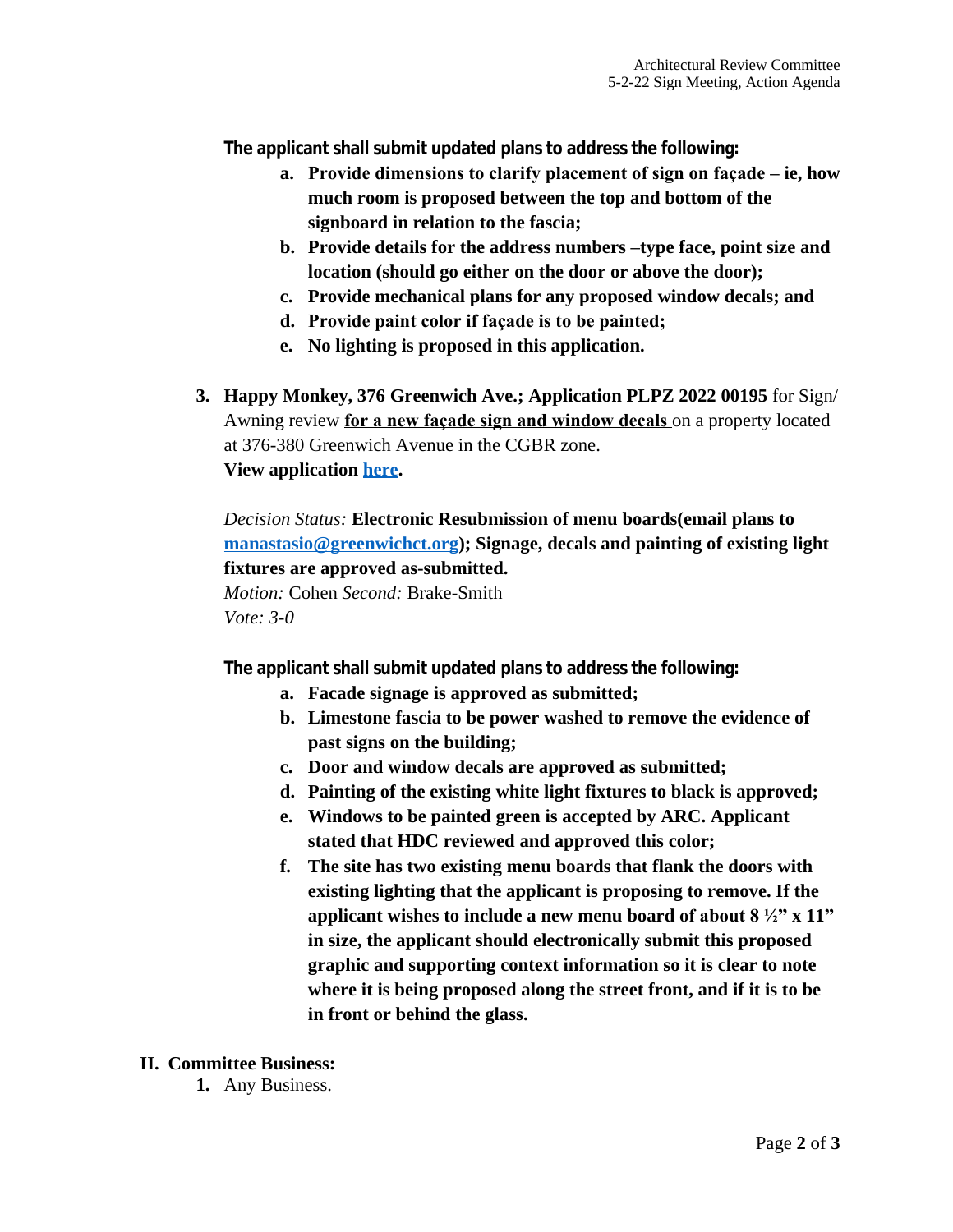**The applicant shall submit updated plans to address the following:**

a. **Provide dimensions to clarify placement of sign on façade – ie, how much room is proposed between the top and bottom of the signboard in relation to the fascia;**
b. **Provide details for the address numbers –type face, point size and location (should go either on the door or above the door);**
c. **Provide mechanical plans for any proposed window decals; and**
d. **Provide paint color if façade is to be painted;**
e. **No lighting is proposed in this application.**

3. **Happy Monkey, 376 Greenwich Ave.; Application PLPZ 2022 00195** for Sign/ Awning review **for a new façade sign and window decals** on a property located at 376-380 Greenwich Avenue in the CGBR zone.
**View application here.**

*Decision Status:* **Electronic Resubmission of menu boards(email plans to manastasio@greenwichct.org); Signage, decals and painting of existing light fixtures are approved as-submitted.**
*Motion:* Cohen *Second:* Brake-Smith
*Vote: 3-0*

**The applicant shall submit updated plans to address the following:**

a. **Facade signage is approved as submitted;**
b. **Limestone fascia to be power washed to remove the evidence of past signs on the building;**
c. **Door and window decals are approved as submitted;**
d. **Painting of the existing white light fixtures to black is approved;**
e. **Windows to be painted green is accepted by ARC. Applicant stated that HDC reviewed and approved this color;**
f. **The site has two existing menu boards that flank the doors with existing lighting that the applicant is proposing to remove. If the applicant wishes to include a new menu board of about 8 ½" x 11" in size, the applicant should electronically submit this proposed graphic and supporting context information so it is clear to note where it is being proposed along the street front, and if it is to be in front or behind the glass.**

## II. Committee Business:

1. Any Business.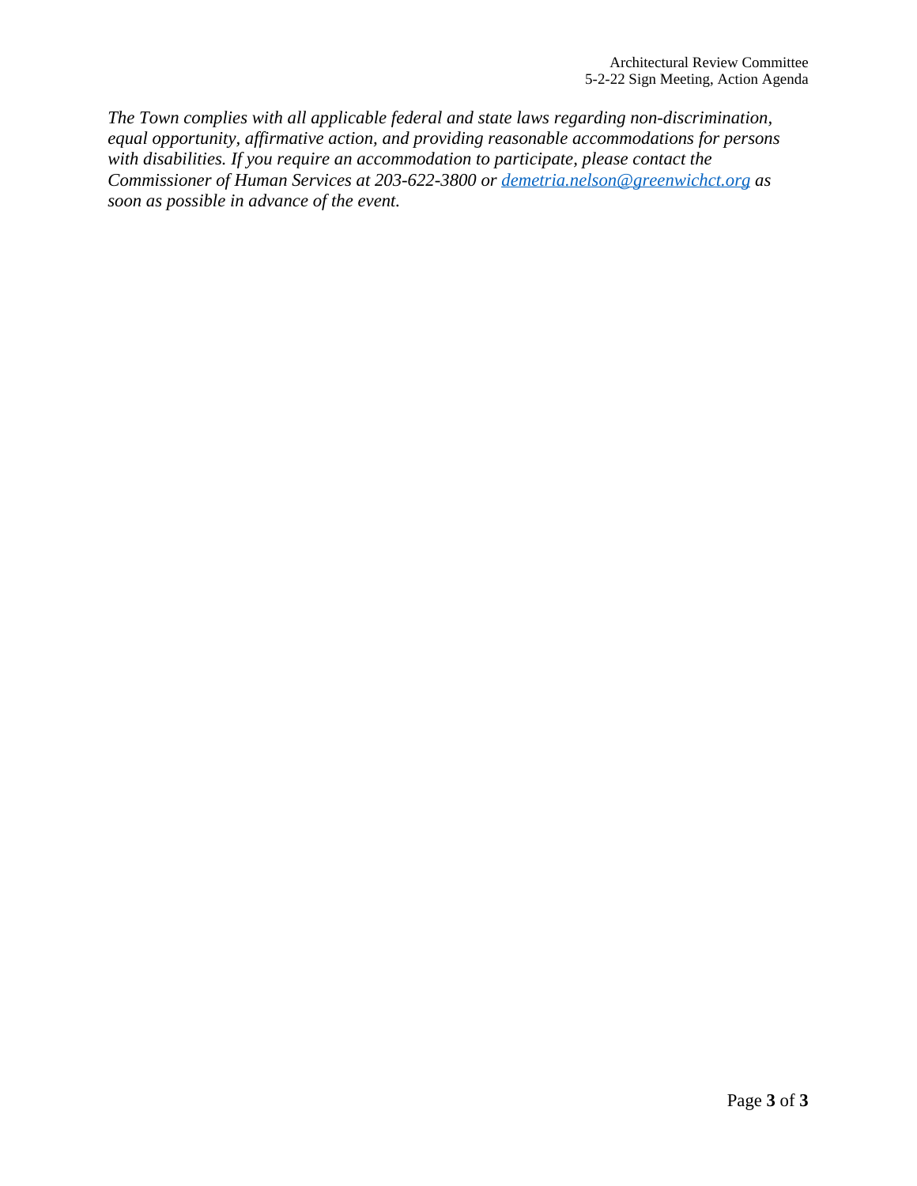*The Town complies with all applicable federal and state laws regarding non-discrimination, equal opportunity, affirmative action, and providing reasonable accommodations for persons with disabilities. If you require an accommodation to participate, please contact the Commissioner of Human Services at 203-622-3800 or [demetria.nelson@greenwichct.org](mailto:demetria.nelson@greenwichct.org) as soon as possible in advance of the event.*